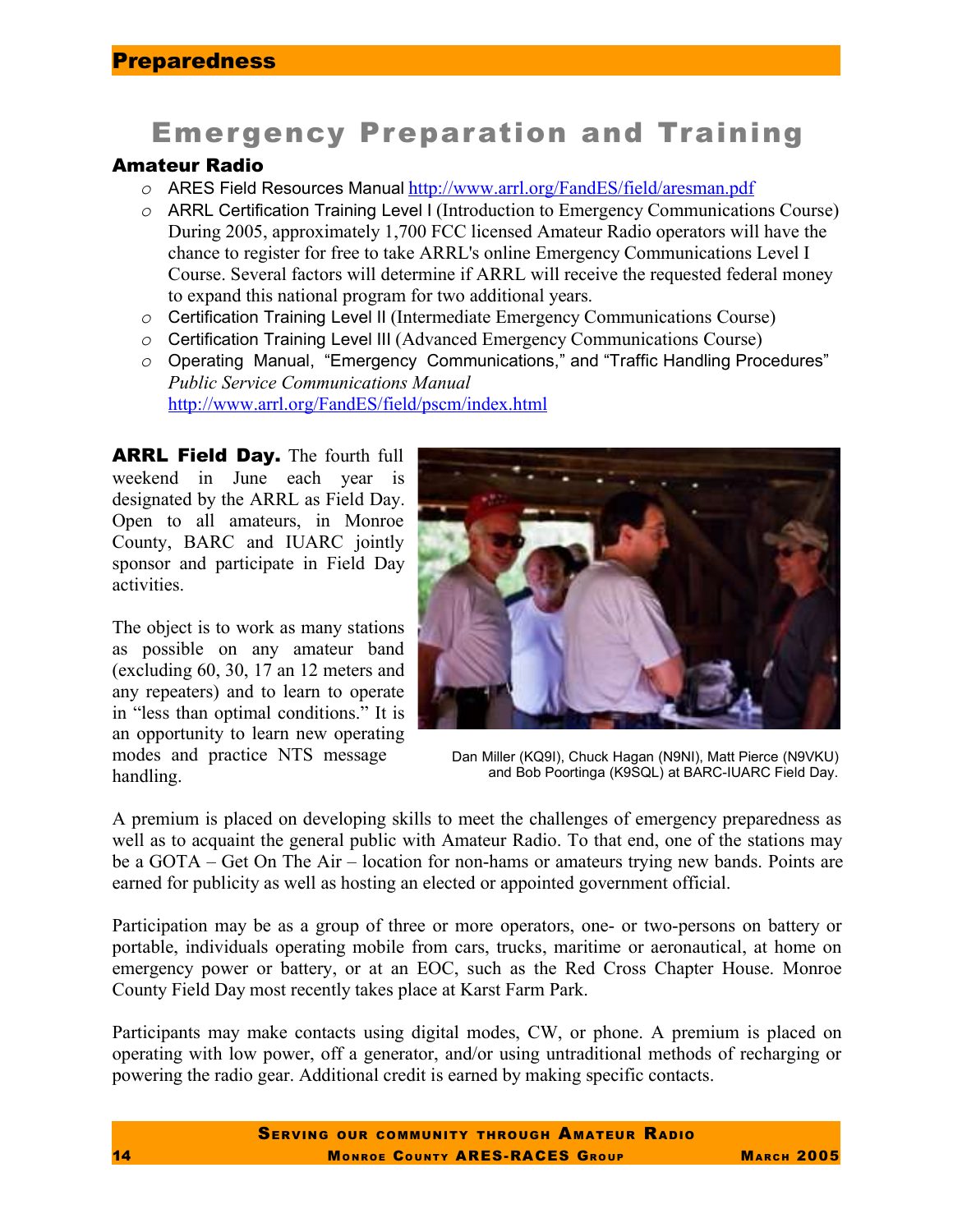## Preparedness

# Emergency Preparation and Training

### Amateur Radio

- ARES Field Resources Manual http://www.arrl.org/FandES/field/aresman.pdf
- ARRL Certification Training Level I (Introduction to Emergency Communications Course) During 2005, approximately 1,700 FCC licensed Amateur Radio operators will have the chance to register for free to take ARRL's online Emergency Communications Level I Course. Several factors will determine if ARRL will receive the requested federal money to expand this national program for two additional years.
- Certification Training Level II (Intermediate Emergency Communications Course)
- Certification Training Level III (Advanced Emergency Communications Course)
- Operating Manual, "Emergency Communications," and "Traffic Handling Procedures" *Public Service Communications Manual* http://www.arrl.org/FandES/field/pscm/index.html

**ARRL Field Day.** The fourth full weekend in June each year is designated by the ARRL as Field Day. Open to all amateurs, in Monroe County, BARC and IUARC jointly sponsor and participate in Field Day activities.

The object is to work as many stations as possible on any amateur band (excluding 60, 30, 17 an 12 meters and any repeaters) and to learn to operate in "less than optimal conditions." It is an opportunity to learn new operating modes and practice NTS message handling.

Dan Miller (KQ9I), Chuck Hagan (N9NI), Matt Pierce (N9VKU) and Bob Poortinga (K9SQL) at BARC-IUARC Field Day.

A premium is placed on developing skills to meet the challenges of emergency preparedness as well as to acquaint the general public with Amateur Radio. To that end, one of the stations may be a GOTA – Get On The Air – location for non-hams or amateurs trying new bands. Points are earned for publicity as well as hosting an elected or appointed government official.

Participation may be as a group of three or more operators, one- or two-persons on battery or portable, individuals operating mobile from cars, trucks, maritime or aeronautical, at home on emergency power or battery, or at an EOC, such as the Red Cross Chapter House. Monroe County Field Day most recently takes place at Karst Farm Park.

Participants may make contacts using digital modes, CW, or phone. A premium is placed on operating with low power, off a generator, and/or using untraditional methods of recharging or powering the radio gear. Additional credit is earned by making specific contacts.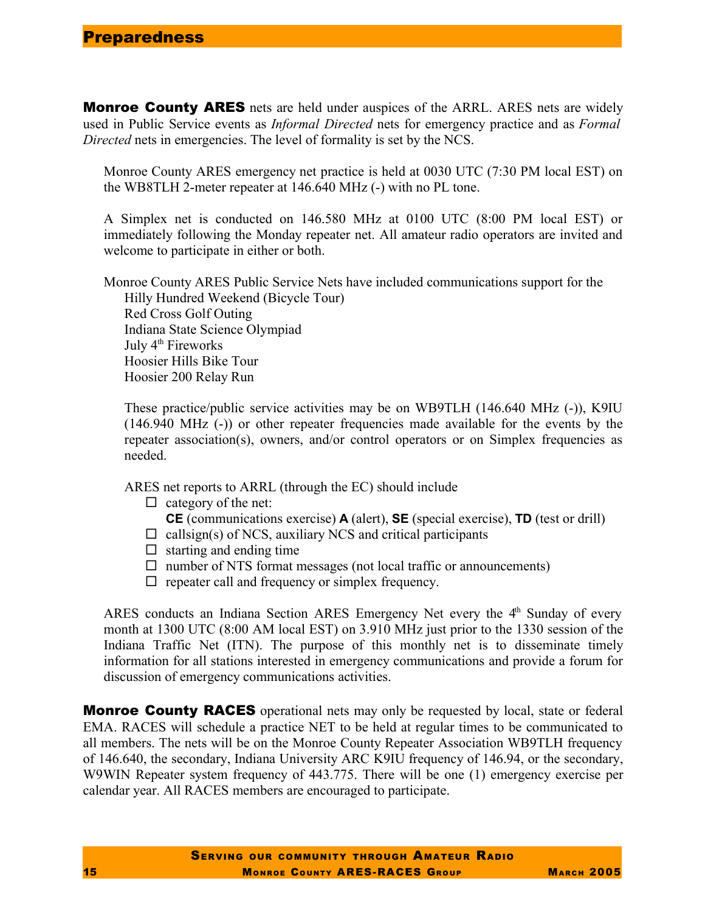# Preparedness

**Monroe County ARES** nets are held under auspices of the ARRL. ARES nets are widely used in Public Service events as *Informal Directed* nets for emergency practice and as *Formal Directed* nets in emergencies. The level of formality is set by the NCS.

Monroe County ARES emergency net practice is held at 0030 UTC (7:30 PM local EST) on the WB8TLH 2-meter repeater at 146.640 MHz (-) with no PL tone.

A Simplex net is conducted on 146.580 MHz at 0100 UTC (8:00 PM local EST) or immediately following the Monday repeater net. All amateur radio operators are invited and welcome to participate in either or both.

Monroe County ARES Public Service Nets have included communications support for the

- Hilly Hundred Weekend (Bicycle Tour)
- Red Cross Golf Outing
- Indiana State Science Olympiad
- July 4th Fireworks
- Hoosier Hills Bike Tour
- Hoosier 200 Relay Run

These practice/public service activities may be on WB9TLH (146.640 MHz (-)), K9IU (146.940 MHz (-)) or other repeater frequencies made available for the events by the repeater association(s), owners, and/or control operators or on Simplex frequencies as needed.

ARES net reports to ARRL (through the EC) should include

- ☐ category of the net:
  **CE** (communications exercise) **A** (alert), **SE** (special exercise), **TD** (test or drill)
- ☐ callsign(s) of NCS, auxiliary NCS and critical participants
- ☐ starting and ending time
- ☐ number of NTS format messages (not local traffic or announcements)
- ☐ repeater call and frequency or simplex frequency.

ARES conducts an Indiana Section ARES Emergency Net every the 4th Sunday of every month at 1300 UTC (8:00 AM local EST) on 3.910 MHz just prior to the 1330 session of the Indiana Traffic Net (ITN). The purpose of this monthly net is to disseminate timely information for all stations interested in emergency communications and provide a forum for discussion of emergency communications activities.

**Monroe County RACES** operational nets may only be requested by local, state or federal EMA. RACES will schedule a practice NET to be held at regular times to be communicated to all members. The nets will be on the Monroe County Repeater Association WB9TLH frequency of 146.640, the secondary, Indiana University ARC K9IU frequency of 146.94, or the secondary, W9WIN Repeater system frequency of 443.775. There will be one (1) emergency exercise per calendar year. All RACES members are encouraged to participate.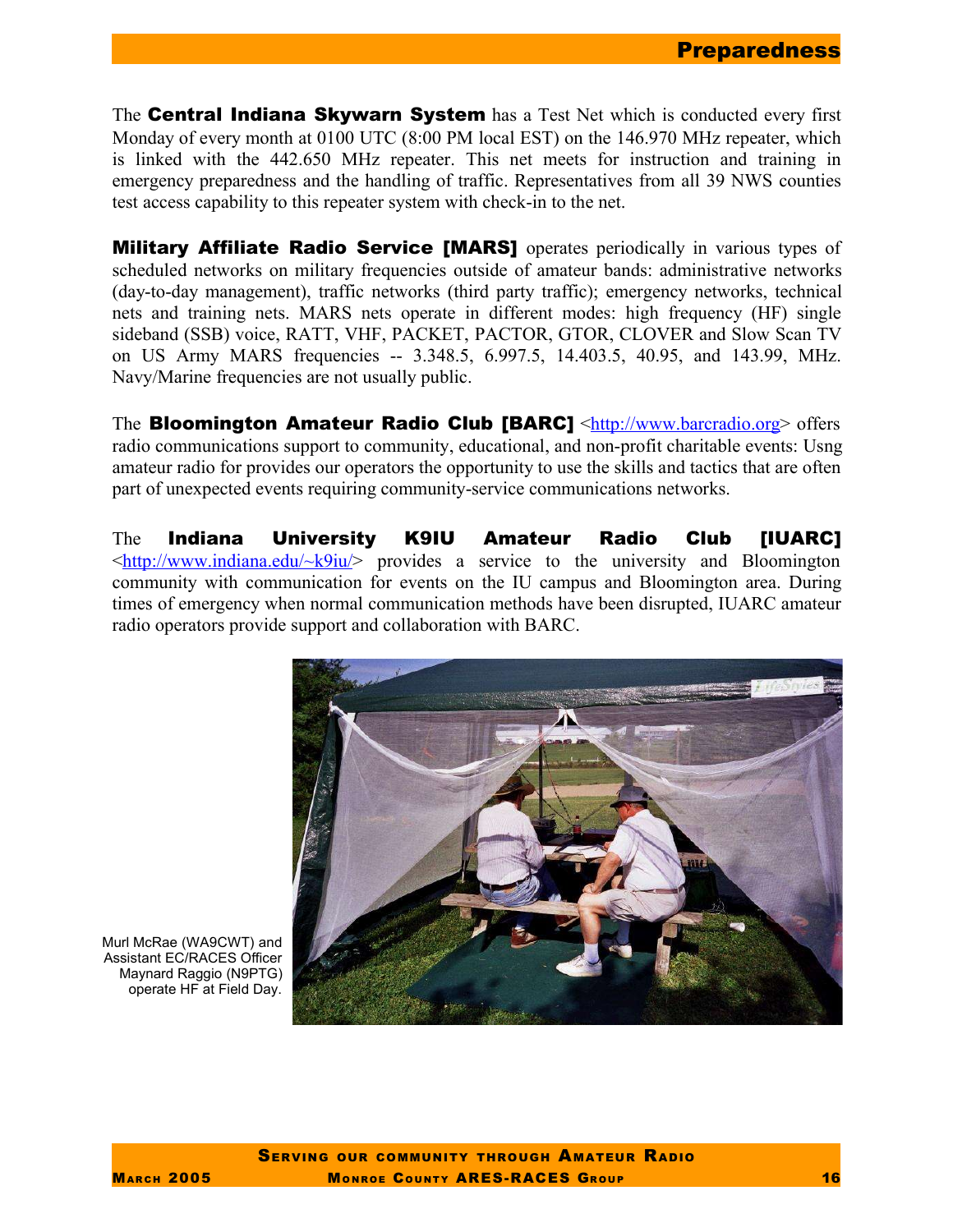The **Central Indiana Skywarn System** has a Test Net which is conducted every first Monday of every month at 0100 UTC (8:00 PM local EST) on the 146.970 MHz repeater, which is linked with the 442.650 MHz repeater. This net meets for instruction and training in emergency preparedness and the handling of traffic. Representatives from all 39 NWS counties test access capability to this repeater system with check-in to the net.

**Military Affiliate Radio Service [MARS]** operates periodically in various types of scheduled networks on military frequencies outside of amateur bands: administrative networks (day-to-day management), traffic networks (third party traffic); emergency networks, technical nets and training nets. MARS nets operate in different modes: high frequency (HF) single sideband (SSB) voice, RATT, VHF, PACKET, PACTOR, GTOR, CLOVER and Slow Scan TV on US Army MARS frequencies -- 3.348.5, 6.997.5, 14.403.5, 40.95, and 143.99, MHz. Navy/Marine frequencies are not usually public.

The **Bloomington Amateur Radio Club [BARC]** <http://www.barcradio.org> offers radio communications support to community, educational, and non-profit charitable events: Usng amateur radio for provides our operators the opportunity to use the skills and tactics that are often part of unexpected events requiring community-service communications networks.

The **Indiana University K9IU Amateur Radio Club [IUARC]** <http://www.indiana.edu/~k9iu/> provides a service to the university and Bloomington community with communication for events on the IU campus and Bloomington area. During times of emergency when normal communication methods have been disrupted, IUARC amateur radio operators provide support and collaboration with BARC.

Murl McRae (WA9CWT) and Assistant EC/RACES Officer Maynard Raggio (N9PTG) operate HF at Field Day.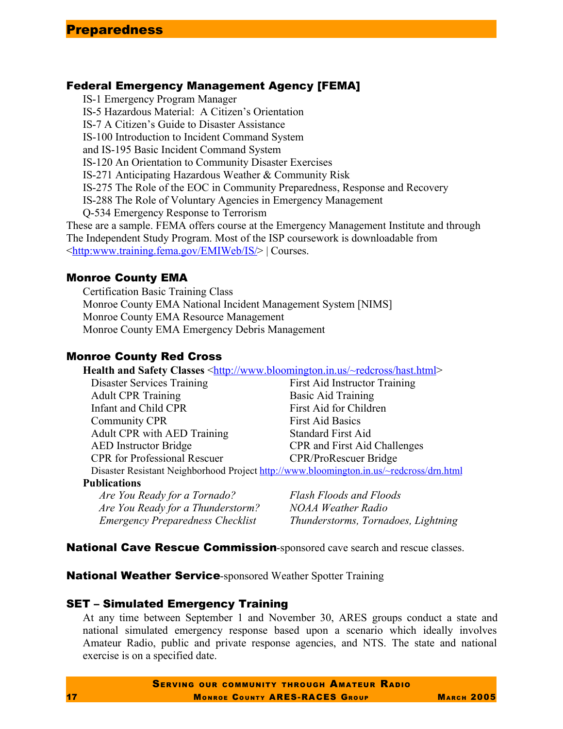## Preparedness

### Federal Emergency Management Agency [FEMA]

IS-1 Emergency Program Manager
IS-5 Hazardous Material: A Citizen's Orientation
IS-7 A Citizen's Guide to Disaster Assistance
IS-100 Introduction to Incident Command System
and IS-195 Basic Incident Command System
IS-120 An Orientation to Community Disaster Exercises
IS-271 Anticipating Hazardous Weather & Community Risk
IS-275 The Role of the EOC in Community Preparedness, Response and Recovery
IS-288 The Role of Voluntary Agencies in Emergency Management
Q-534 Emergency Response to Terrorism

These are a sample. FEMA offers course at the Emergency Management Institute and through The Independent Study Program. Most of the ISP coursework is downloadable from <http:www.training.fema.gov/EMIWeb/IS/> | Courses.

### Monroe County EMA

Certification Basic Training Class
Monroe County EMA National Incident Management System [NIMS]
Monroe County EMA Resource Management
Monroe County EMA Emergency Debris Management

### Monroe County Red Cross

**Health and Safety Classes** <http://www.bloomington.in.us/~redcross/hast.html>

- Disaster Services Training
- Adult CPR Training
- Infant and Child CPR
- Community CPR
- Adult CPR with AED Training
- AED Instructor Bridge
- CPR for Professional Rescuer
- First Aid Instructor Training
- Basic Aid Training
- First Aid for Children
- First Aid Basics
- Standard First Aid
- CPR and First Aid Challenges
- CPR/ProRescuer Bridge

Disaster Resistant Neighborhood Project http://www.bloomington.in.us/~redcross/drn.html

**Publications**

- *Are You Ready for a Tornado?*
- *Are You Ready for a Thunderstorm?*
- *Emergency Preparedness Checklist*
- *Flash Floods and Floods*
- *NOAA Weather Radio*
- *Thunderstorms, Tornadoes, Lightning*

**National Cave Rescue Commission**-sponsored cave search and rescue classes.

**National Weather Service**-sponsored Weather Spotter Training

### SET – Simulated Emergency Training

At any time between September 1 and November 30, ARES groups conduct a state and national simulated emergency response based upon a scenario which ideally involves Amateur Radio, public and private response agencies, and NTS. The state and national exercise is on a specified date.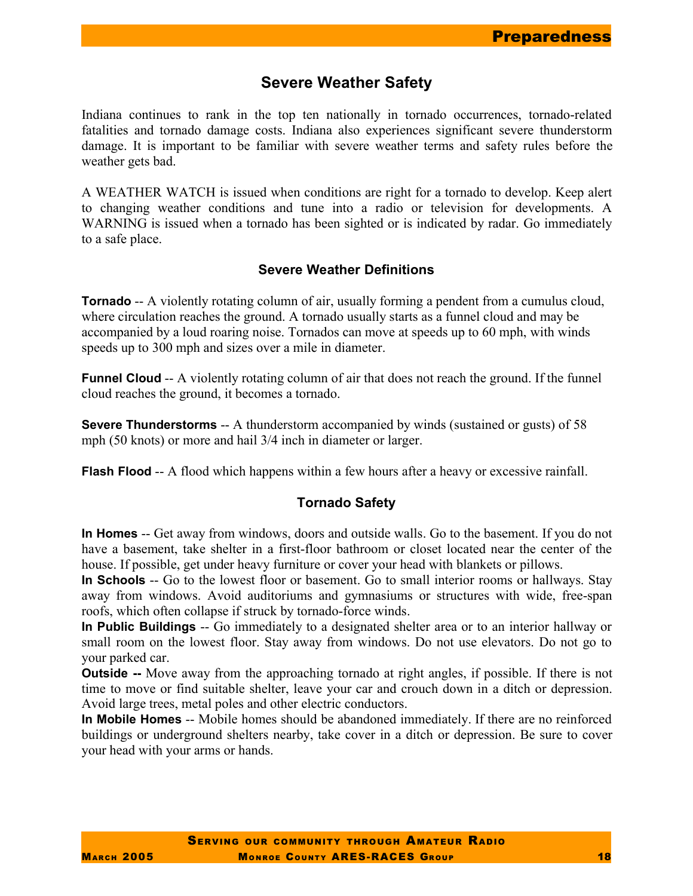## Severe Weather Safety

Indiana continues to rank in the top ten nationally in tornado occurrences, tornado-related fatalities and tornado damage costs. Indiana also experiences significant severe thunderstorm damage. It is important to be familiar with severe weather terms and safety rules before the weather gets bad.

A WEATHER WATCH is issued when conditions are right for a tornado to develop. Keep alert to changing weather conditions and tune into a radio or television for developments. A WARNING is issued when a tornado has been sighted or is indicated by radar. Go immediately to a safe place.

### Severe Weather Definitions

**Tornado** -- A violently rotating column of air, usually forming a pendent from a cumulus cloud, where circulation reaches the ground. A tornado usually starts as a funnel cloud and may be accompanied by a loud roaring noise. Tornados can move at speeds up to 60 mph, with winds speeds up to 300 mph and sizes over a mile in diameter.

**Funnel Cloud** -- A violently rotating column of air that does not reach the ground. If the funnel cloud reaches the ground, it becomes a tornado.

**Severe Thunderstorms** -- A thunderstorm accompanied by winds (sustained or gusts) of 58 mph (50 knots) or more and hail 3/4 inch in diameter or larger.

**Flash Flood** -- A flood which happens within a few hours after a heavy or excessive rainfall.

### Tornado Safety

**In Homes** -- Get away from windows, doors and outside walls. Go to the basement. If you do not have a basement, take shelter in a first-floor bathroom or closet located near the center of the house. If possible, get under heavy furniture or cover your head with blankets or pillows.

**In Schools** -- Go to the lowest floor or basement. Go to small interior rooms or hallways. Stay away from windows. Avoid auditoriums and gymnasiums or structures with wide, free-span roofs, which often collapse if struck by tornado-force winds.

**In Public Buildings** -- Go immediately to a designated shelter area or to an interior hallway or small room on the lowest floor. Stay away from windows. Do not use elevators. Do not go to your parked car.

**Outside --** Move away from the approaching tornado at right angles, if possible. If there is not time to move or find suitable shelter, leave your car and crouch down in a ditch or depression. Avoid large trees, metal poles and other electric conductors.

**In Mobile Homes** -- Mobile homes should be abandoned immediately. If there are no reinforced buildings or underground shelters nearby, take cover in a ditch or depression. Be sure to cover your head with your arms or hands.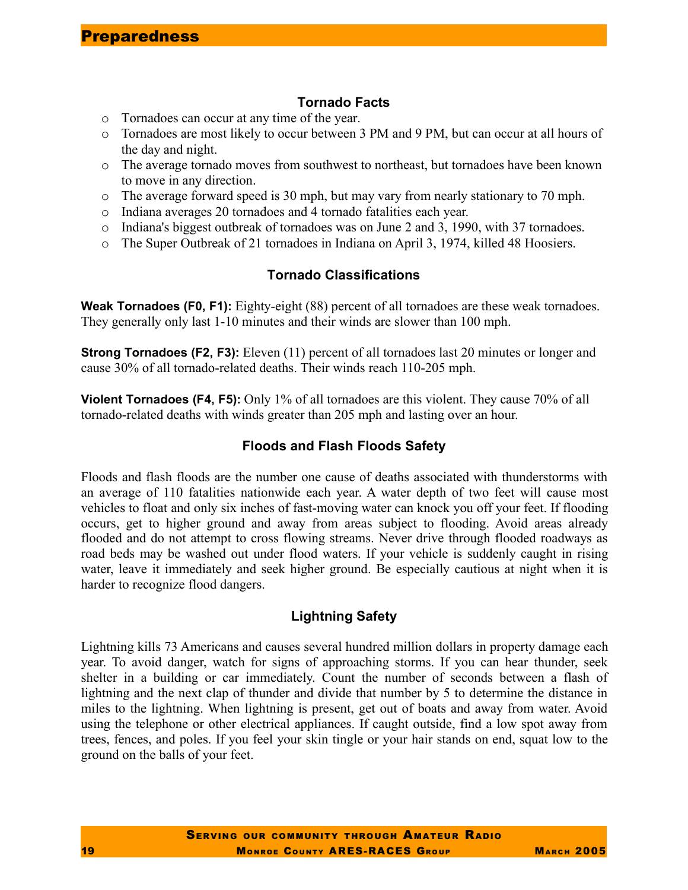# Preparedness

## Tornado Facts

- Tornadoes can occur at any time of the year.
- Tornadoes are most likely to occur between 3 PM and 9 PM, but can occur at all hours of the day and night.
- The average tornado moves from southwest to northeast, but tornadoes have been known to move in any direction.
- The average forward speed is 30 mph, but may vary from nearly stationary to 70 mph.
- Indiana averages 20 tornadoes and 4 tornado fatalities each year.
- Indiana's biggest outbreak of tornadoes was on June 2 and 3, 1990, with 37 tornadoes.
- The Super Outbreak of 21 tornadoes in Indiana on April 3, 1974, killed 48 Hoosiers.

## Tornado Classifications

**Weak Tornadoes (F0, F1):** Eighty-eight (88) percent of all tornadoes are these weak tornadoes. They generally only last 1-10 minutes and their winds are slower than 100 mph.

**Strong Tornadoes (F2, F3):** Eleven (11) percent of all tornadoes last 20 minutes or longer and cause 30% of all tornado-related deaths. Their winds reach 110-205 mph.

**Violent Tornadoes (F4, F5):** Only 1% of all tornadoes are this violent. They cause 70% of all tornado-related deaths with winds greater than 205 mph and lasting over an hour.

## Floods and Flash Floods Safety

Floods and flash floods are the number one cause of deaths associated with thunderstorms with an average of 110 fatalities nationwide each year. A water depth of two feet will cause most vehicles to float and only six inches of fast-moving water can knock you off your feet. If flooding occurs, get to higher ground and away from areas subject to flooding. Avoid areas already flooded and do not attempt to cross flowing streams. Never drive through flooded roadways as road beds may be washed out under flood waters. If your vehicle is suddenly caught in rising water, leave it immediately and seek higher ground. Be especially cautious at night when it is harder to recognize flood dangers.

## Lightning Safety

Lightning kills 73 Americans and causes several hundred million dollars in property damage each year. To avoid danger, watch for signs of approaching storms. If you can hear thunder, seek shelter in a building or car immediately. Count the number of seconds between a flash of lightning and the next clap of thunder and divide that number by 5 to determine the distance in miles to the lightning. When lightning is present, get out of boats and away from water. Avoid using the telephone or other electrical appliances. If caught outside, find a low spot away from trees, fences, and poles. If you feel your skin tingle or your hair stands on end, squat low to the ground on the balls of your feet.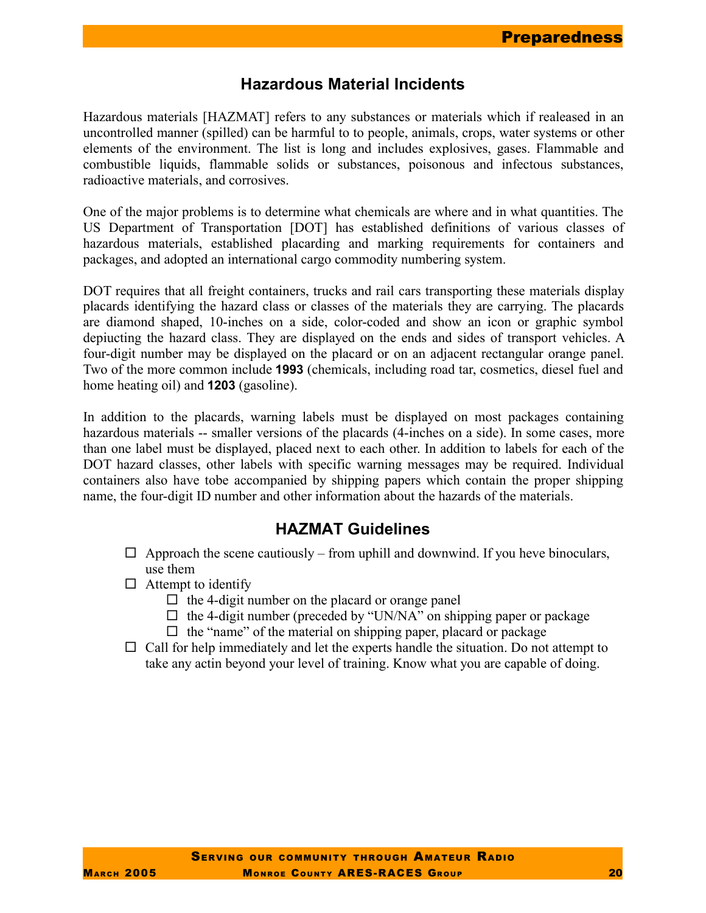## Hazardous Material Incidents

Hazardous materials [HAZMAT] refers to any substances or materials which if realeased in an uncontrolled manner (spilled) can be harmful to to people, animals, crops, water systems or other elements of the environment. The list is long and includes explosives, gases. Flammable and combustible liquids, flammable solids or substances, poisonous and infectous substances, radioactive materials, and corrosives.

One of the major problems is to determine what chemicals are where and in what quantities. The US Department of Transportation [DOT] has established definitions of various classes of hazardous materials, established placarding and marking requirements for containers and packages, and adopted an international cargo commodity numbering system.

DOT requires that all freight containers, trucks and rail cars transporting these materials display placards identifying the hazard class or classes of the materials they are carrying. The placards are diamond shaped, 10-inches on a side, color-coded and show an icon or graphic symbol depiucting the hazard class. They are displayed on the ends and sides of transport vehicles. A four-digit number may be displayed on the placard or on an adjacent rectangular orange panel. Two of the more common include **1993** (chemicals, including road tar, cosmetics, diesel fuel and home heating oil) and **1203** (gasoline).

In addition to the placards, warning labels must be displayed on most packages containing hazardous materials -- smaller versions of the placards (4-inches on a side). In some cases, more than one label must be displayed, placed next to each other. In addition to labels for each of the DOT hazard classes, other labels with specific warning messages may be required. Individual containers also have tobe accompanied by shipping papers which contain the proper shipping name, the four-digit ID number and other information about the hazards of the materials.

## HAZMAT Guidelines

- ☐ Approach the scene cautiously – from uphill and downwind. If you heve binoculars, use them
- ☐ Attempt to identify
  - ☐ the 4-digit number on the placard or orange panel
  - ☐ the 4-digit number (preceded by "UN/NA" on shipping paper or package
  - ☐ the "name" of the material on shipping paper, placard or package
- ☐ Call for help immediately and let the experts handle the situation. Do not attempt to take any actin beyond your level of training. Know what you are capable of doing.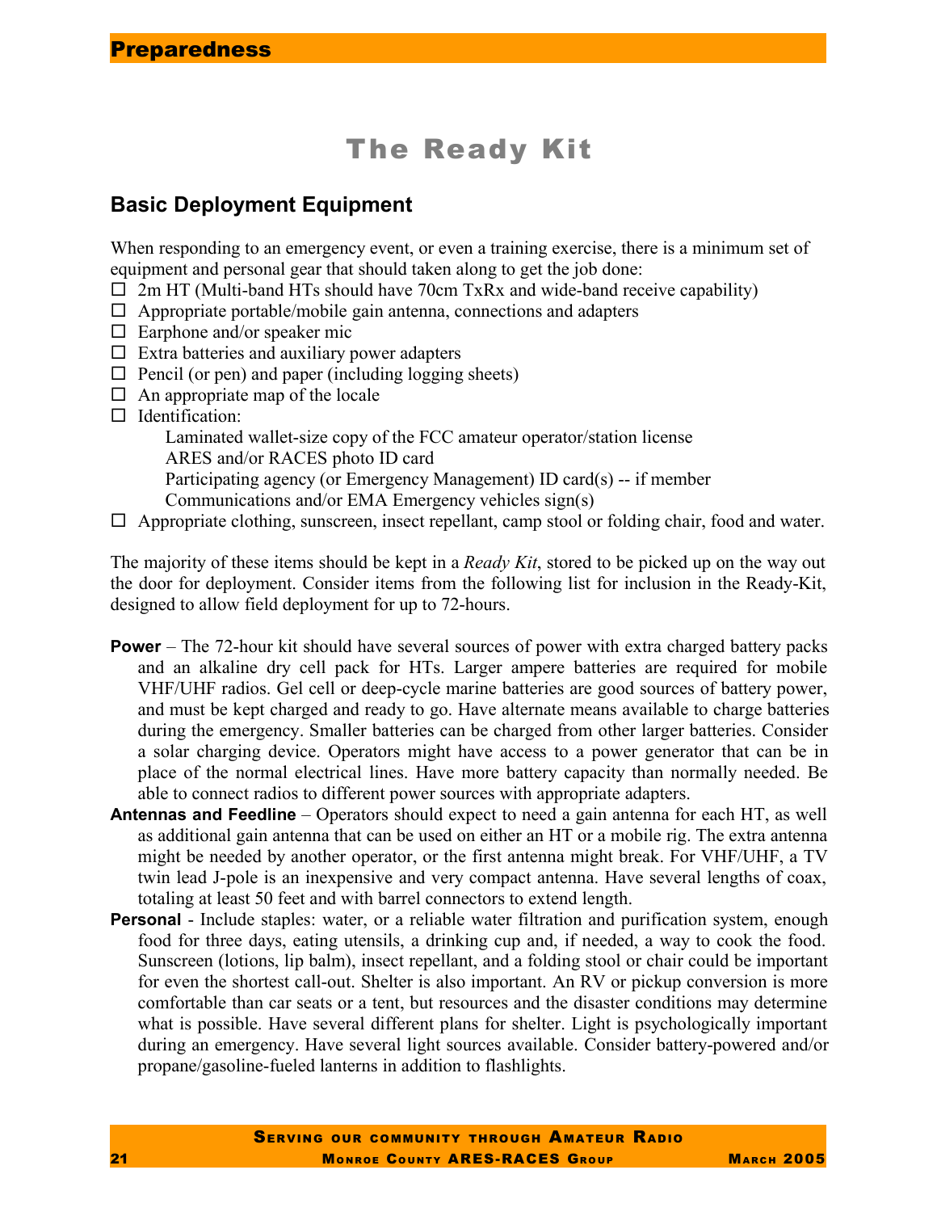# The Ready Kit

## Basic Deployment Equipment

When responding to an emergency event, or even a training exercise, there is a minimum set of equipment and personal gear that should taken along to get the job done:

- ☐ 2m HT (Multi-band HTs should have 70cm TxRx and wide-band receive capability)
- ☐ Appropriate portable/mobile gain antenna, connections and adapters
- ☐ Earphone and/or speaker mic
- ☐ Extra batteries and auxiliary power adapters
- ☐ Pencil (or pen) and paper (including logging sheets)
- ☐ An appropriate map of the locale
- ☐ Identification:
  - Laminated wallet-size copy of the FCC amateur operator/station license
  - ARES and/or RACES photo ID card
  - Participating agency (or Emergency Management) ID card(s) -- if member
  - Communications and/or EMA Emergency vehicles sign(s)
- ☐ Appropriate clothing, sunscreen, insect repellant, camp stool or folding chair, food and water.

The majority of these items should be kept in a *Ready Kit*, stored to be picked up on the way out the door for deployment. Consider items from the following list for inclusion in the Ready-Kit, designed to allow field deployment for up to 72-hours.

**Power** – The 72-hour kit should have several sources of power with extra charged battery packs and an alkaline dry cell pack for HTs. Larger ampere batteries are required for mobile VHF/UHF radios. Gel cell or deep-cycle marine batteries are good sources of battery power, and must be kept charged and ready to go. Have alternate means available to charge batteries during the emergency. Smaller batteries can be charged from other larger batteries. Consider a solar charging device. Operators might have access to a power generator that can be in place of the normal electrical lines. Have more battery capacity than normally needed. Be able to connect radios to different power sources with appropriate adapters.

**Antennas and Feedline** – Operators should expect to need a gain antenna for each HT, as well as additional gain antenna that can be used on either an HT or a mobile rig. The extra antenna might be needed by another operator, or the first antenna might break. For VHF/UHF, a TV twin lead J-pole is an inexpensive and very compact antenna. Have several lengths of coax, totaling at least 50 feet and with barrel connectors to extend length.

**Personal** - Include staples: water, or a reliable water filtration and purification system, enough food for three days, eating utensils, a drinking cup and, if needed, a way to cook the food. Sunscreen (lotions, lip balm), insect repellant, and a folding stool or chair could be important for even the shortest call-out. Shelter is also important. An RV or pickup conversion is more comfortable than car seats or a tent, but resources and the disaster conditions may determine what is possible. Have several different plans for shelter. Light is psychologically important during an emergency. Have several light sources available. Consider battery-powered and/or propane/gasoline-fueled lanterns in addition to flashlights.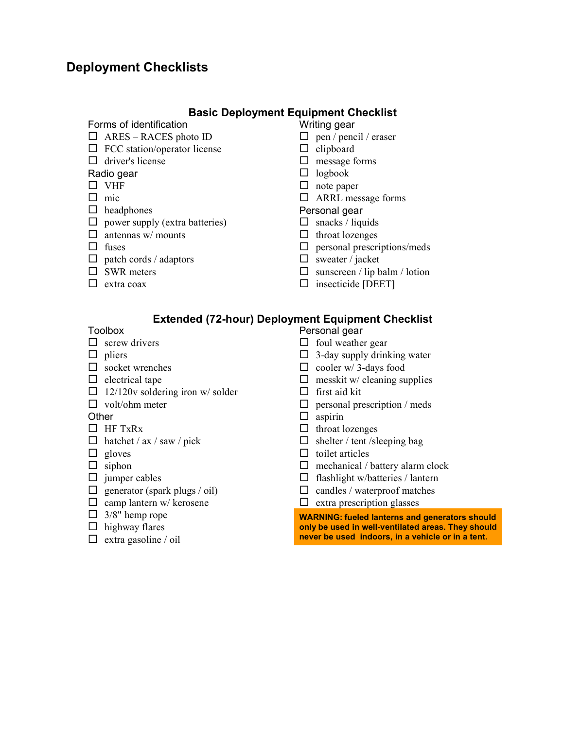# Deployment Checklists

## Basic Deployment Equipment Checklist

Forms of identification

- ☐ ARES – RACES photo ID
- ☐ FCC station/operator license
- ☐ driver's license

Radio gear

- ☐ VHF
- ☐ mic
- ☐ headphones
- ☐ power supply (extra batteries)
- ☐ antennas w/ mounts
- ☐ fuses
- ☐ patch cords / adaptors
- ☐ SWR meters
- ☐ extra coax

Writing gear

- ☐ pen / pencil / eraser
- ☐ clipboard
- ☐ message forms
- ☐ logbook
- ☐ note paper
- ☐ ARRL message forms

Personal gear

- ☐ snacks / liquids
- ☐ throat lozenges
- ☐ personal prescriptions/meds
- ☐ sweater / jacket
- ☐ sunscreen / lip balm / lotion
- ☐ insecticide [DEET]

## Extended (72-hour) Deployment Equipment Checklist

Toolbox

- ☐ screw drivers
- ☐ pliers
- ☐ socket wrenches
- ☐ electrical tape
- ☐ 12/120v soldering iron w/ solder
- ☐ volt/ohm meter

Other

- ☐ HF TxRx
- ☐ hatchet / ax / saw / pick
- ☐ gloves
- ☐ siphon
- ☐ jumper cables
- ☐ generator (spark plugs / oil)
- ☐ camp lantern w/ kerosene
- ☐ 3/8" hemp rope
- ☐ highway flares
- ☐ extra gasoline / oil

Personal gear

- ☐ foul weather gear
- ☐ 3-day supply drinking water
- ☐ cooler w/ 3-days food
- ☐ messkit w/ cleaning supplies
- ☐ first aid kit
- ☐ personal prescription / meds
- ☐ aspirin
- ☐ throat lozenges
- ☐ shelter / tent /sleeping bag
- ☐ toilet articles
- ☐ mechanical / battery alarm clock
- ☐ flashlight w/batteries / lantern
- ☐ candles / waterproof matches
- ☐ extra prescription glasses

**WARNING: fueled lanterns and generators should only be used in well-ventilated areas. They should never be used indoors, in a vehicle or in a tent.**